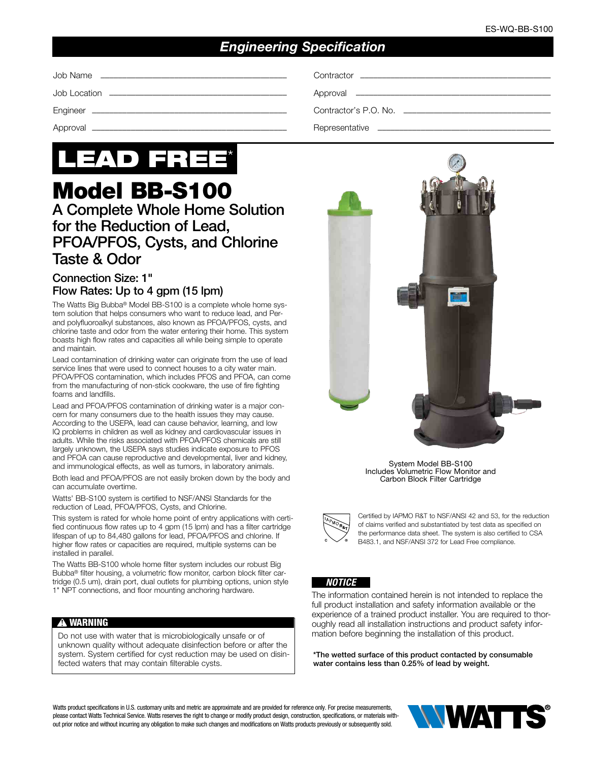ES-WQ-BB-S100

## *Engineering Specification*

| | | | |
|---|---|---|---|
| Job Name | | Contractor | |
| Job Location | | Approval | |
| Engineer | | Contractor's P.O. No. | |
| Approval | | Representative | |

# LEAD FREE*

# Model BB-S100

## A Complete Whole Home Solution for the Reduction of Lead, PFOA/PFOS, Cysts, and Chlorine Taste & Odor

### Connection Size: 1"
### Flow Rates: Up to 4 gpm (15 lpm)

The Watts Big Bubba® Model BB-S100 is a complete whole home system solution that helps consumers who want to reduce lead, and Per- and polyfluoroalkyl substances, also known as PFOA/PFOS, cysts, and chlorine taste and odor from the water entering their home. This system boasts high flow rates and capacities all while being simple to operate and maintain.

Lead contamination of drinking water can originate from the use of lead service lines that were used to connect houses to a city water main. PFOA/PFOS contamination, which includes PFOS and PFOA, can come from the manufacturing of non-stick cookware, the use of fire fighting foams and landfills.

Lead and PFOA/PFOS contamination of drinking water is a major concern for many consumers due to the health issues they may cause. According to the USEPA, lead can cause behavior, learning, and low IQ problems in children as well as kidney and cardiovascular issues in adults. While the risks associated with PFOA/PFOS chemicals are still largely unknown, the USEPA says studies indicate exposure to PFOS and PFOA can cause reproductive and developmental, liver and kidney, and immunological effects, as well as tumors, in laboratory animals.

Both lead and PFOA/PFOS are not easily broken down by the body and can accumulate overtime.

Watts' BB-S100 system is certified to NSF/ANSI Standards for the reduction of Lead, PFOA/PFOS, Cysts, and Chlorine.

This system is rated for whole home point of entry applications with certified continuous flow rates up to 4 gpm (15 lpm) and has a filter cartridge lifespan of up to 84,480 gallons for lead, PFOA/PFOS and chlorine. If higher flow rates or capacities are required, multiple systems can be installed in parallel.

The Watts BB-S100 whole home filter system includes our robust Big Bubba® filter housing, a volumetric flow monitor, carbon block filter cartridge (0.5 um), drain port, dual outlets for plumbing options, union style 1" NPT connections, and floor mounting anchoring hardware.

**⚠ WARNING**

Do not use with water that is microbiologically unsafe or of unknown quality without adequate disinfection before or after the system. System certified for cyst reduction may be used on disinfected waters that may contain filterable cysts.

System Model BB-S100
Includes Volumetric Flow Monitor and Carbon Block Filter Cartridge

Certified by IAPMO R&T to NSF/ANSI 42 and 53, for the reduction of claims verified and substantiated by test data as specified on the performance data sheet. The system is also certified to CSA B483.1, and NSF/ANSI 372 for Lead Free compliance.

***NOTICE***

The information contained herein is not intended to replace the full product installation and safety information available or the experience of a trained product installer. You are required to thoroughly read all installation instructions and product safety information before beginning the installation of this product.

**\*The wetted surface of this product contacted by consumable water contains less than 0.25% of lead by weight.**

Watts product specifications in U.S. customary units and metric are approximate and are provided for reference only. For precise measurements, please contact Watts Technical Service. Watts reserves the right to change or modify product design, construction, specifications, or materials without prior notice and without incurring any obligation to make such changes and modifications on Watts products previously or subsequently sold.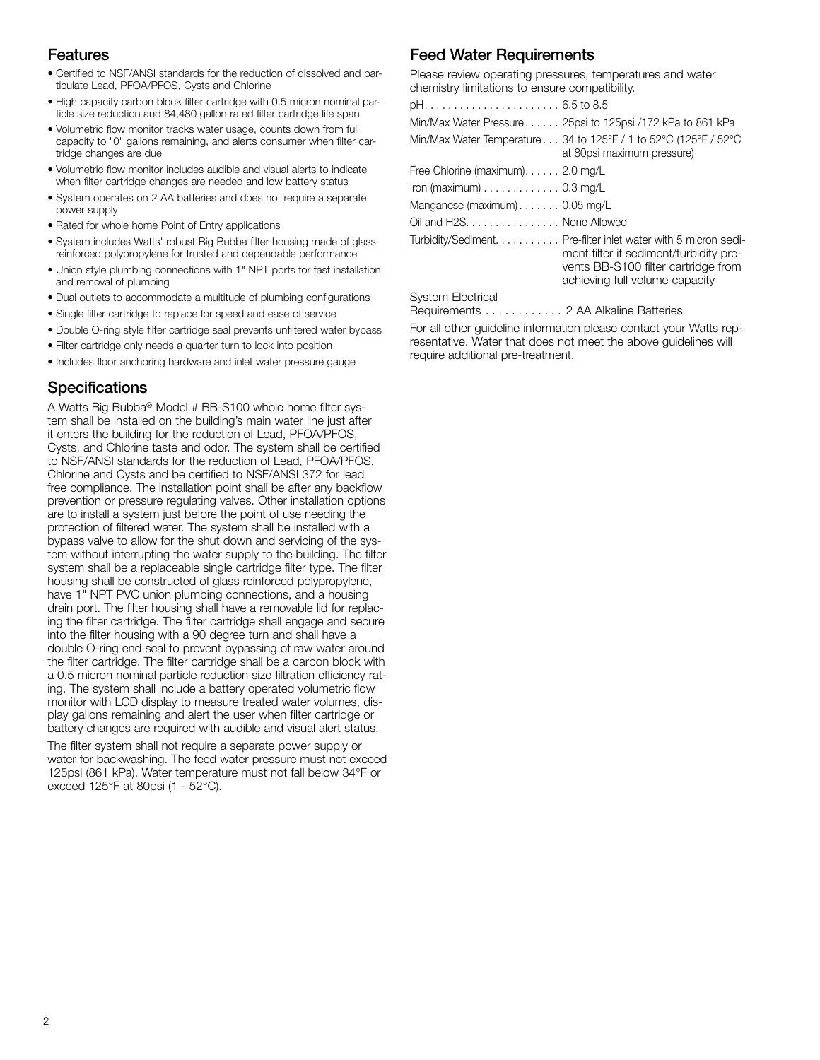## Features

- Certified to NSF/ANSI standards for the reduction of dissolved and particulate Lead, PFOA/PFOS, Cysts and Chlorine
- High capacity carbon block filter cartridge with 0.5 micron nominal particle size reduction and 84,480 gallon rated filter cartridge life span
- Volumetric flow monitor tracks water usage, counts down from full capacity to "0" gallons remaining, and alerts consumer when filter cartridge changes are due
- Volumetric flow monitor includes audible and visual alerts to indicate when filter cartridge changes are needed and low battery status
- System operates on 2 AA batteries and does not require a separate power supply
- Rated for whole home Point of Entry applications
- System includes Watts' robust Big Bubba filter housing made of glass reinforced polypropylene for trusted and dependable performance
- Union style plumbing connections with 1" NPT ports for fast installation and removal of plumbing
- Dual outlets to accommodate a multitude of plumbing configurations
- Single filter cartridge to replace for speed and ease of service
- Double O-ring style filter cartridge seal prevents unfiltered water bypass
- Filter cartridge only needs a quarter turn to lock into position
- Includes floor anchoring hardware and inlet water pressure gauge

## Specifications

A Watts Big Bubba® Model # BB-S100 whole home filter system shall be installed on the building's main water line just after it enters the building for the reduction of Lead, PFOA/PFOS, Cysts, and Chlorine taste and odor. The system shall be certified to NSF/ANSI standards for the reduction of Lead, PFOA/PFOS, Chlorine and Cysts and be certified to NSF/ANSI 372 for lead free compliance. The installation point shall be after any backflow prevention or pressure regulating valves. Other installation options are to install a system just before the point of use needing the protection of filtered water. The system shall be installed with a bypass valve to allow for the shut down and servicing of the system without interrupting the water supply to the building. The filter system shall be a replaceable single cartridge filter type. The filter housing shall be constructed of glass reinforced polypropylene, have 1" NPT PVC union plumbing connections, and a housing drain port. The filter housing shall have a removable lid for replacing the filter cartridge. The filter cartridge shall engage and secure into the filter housing with a 90 degree turn and shall have a double O-ring end seal to prevent bypassing of raw water around the filter cartridge. The filter cartridge shall be a carbon block with a 0.5 micron nominal particle reduction size filtration efficiency rating. The system shall include a battery operated volumetric flow monitor with LCD display to measure treated water volumes, display gallons remaining and alert the user when filter cartridge or battery changes are required with audible and visual alert status.

The filter system shall not require a separate power supply or water for backwashing. The feed water pressure must not exceed 125psi (861 kPa). Water temperature must not fall below 34°F or exceed 125°F at 80psi (1 - 52°C).

## Feed Water Requirements

Please review operating pressures, temperatures and water chemistry limitations to ensure compatibility.

| Parameter | Requirement |
|---|---|
| pH | 6.5 to 8.5 |
| Min/Max Water Pressure | 25psi to 125psi /172 kPa to 861 kPa |
| Min/Max Water Temperature | 34 to 125°F / 1 to 52°C (125°F / 52°C at 80psi maximum pressure) |
| Free Chlorine (maximum) | 2.0 mg/L |
| Iron (maximum) | 0.3 mg/L |
| Manganese (maximum) | 0.05 mg/L |
| Oil and H2S | None Allowed |
| Turbidity/Sediment | Pre-filter inlet water with 5 micron sediment filter if sediment/turbidity prevents BB-S100 filter cartridge from achieving full volume capacity |
| System Electrical Requirements | 2 AA Alkaline Batteries |

For all other guideline information please contact your Watts representative. Water that does not meet the above guidelines will require additional pre-treatment.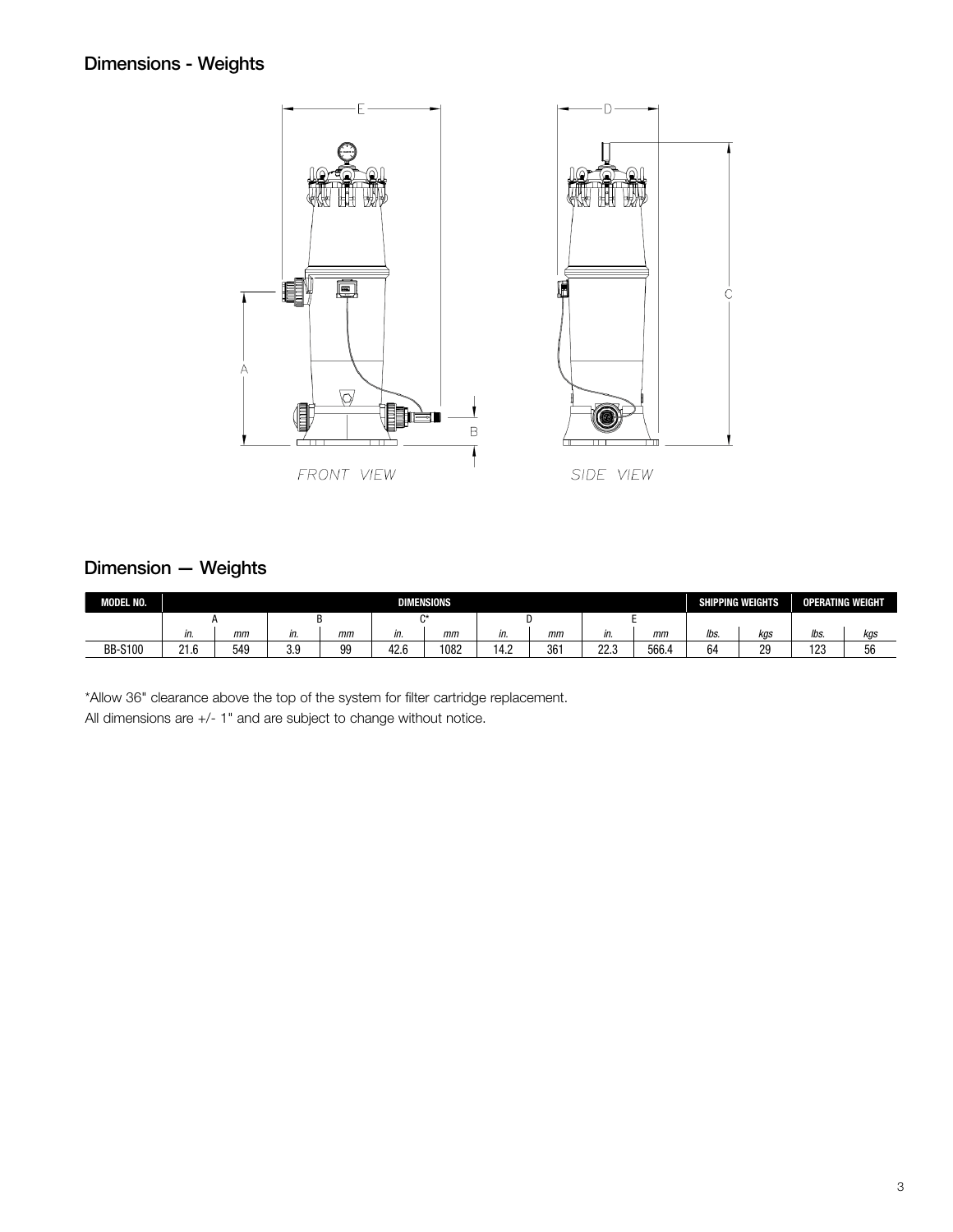## Dimensions - Weights

FRONT VIEW

SIDE VIEW

## Dimension — Weights

| MODEL NO. | DIMENSIONS | | | | | | | | | | SHIPPING WEIGHTS | | OPERATING WEIGHT | |
|---|---|---|---|---|---|---|---|---|---|---|---|---|---|---|
| | A | | B | | C* | | D | | E | | | | | |
| | *in.* | *mm* | *in.* | *mm* | *in.* | *mm* | *in.* | *mm* | *in.* | *mm* | *lbs.* | *kgs* | *lbs.* | *kgs* |
| BB-S100 | 21.6 | 549 | 3.9 | 99 | 42.6 | 1082 | 14.2 | 361 | 22.3 | 566.4 | 64 | 29 | 123 | 56 |

*Allow 36" clearance above the top of the system for filter cartridge replacement.

All dimensions are +/- 1" and are subject to change without notice.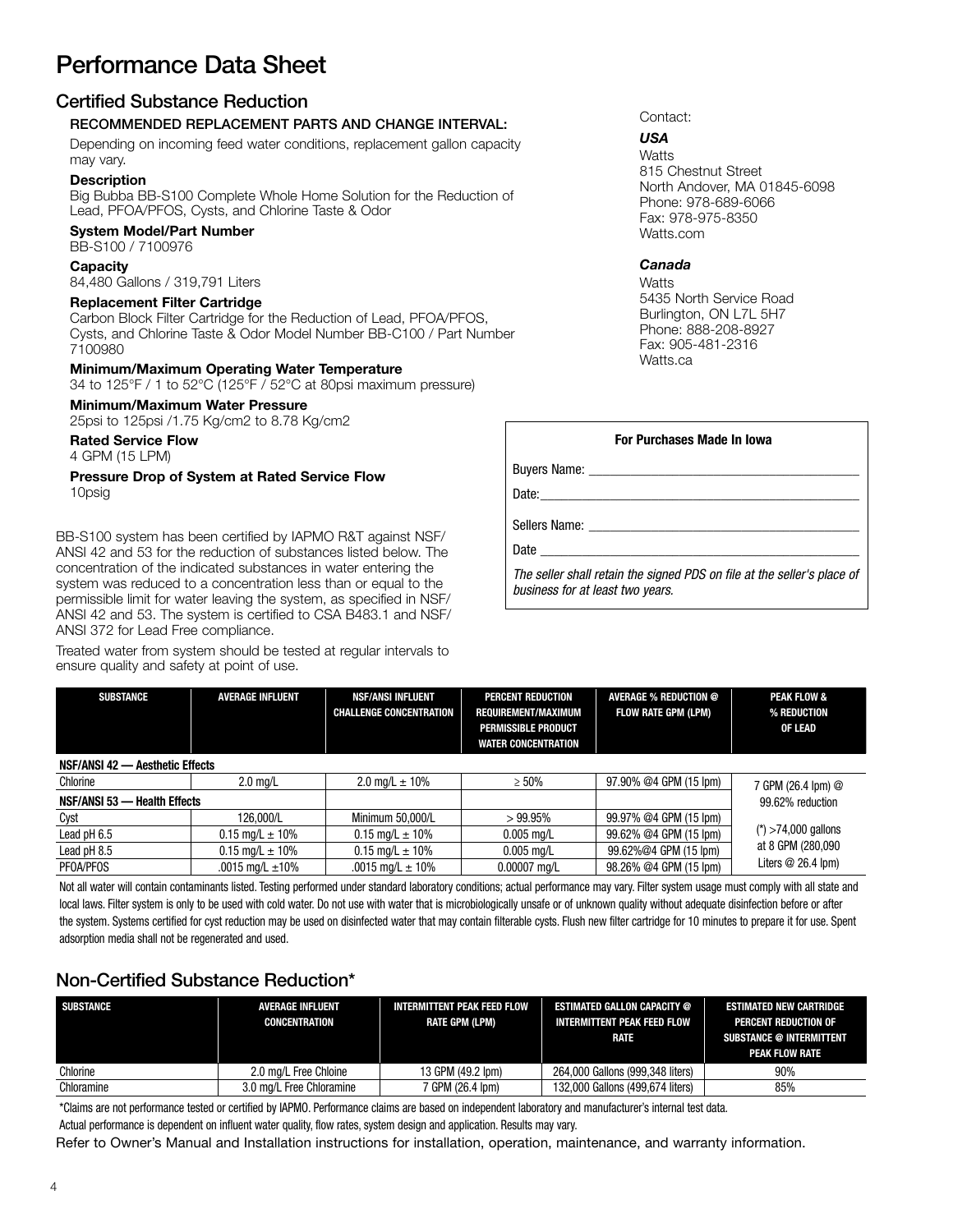# Performance Data Sheet

## Certified Substance Reduction

**RECOMMENDED REPLACEMENT PARTS AND CHANGE INTERVAL:**

Depending on incoming feed water conditions, replacement gallon capacity may vary.

**Description**
Big Bubba BB-S100 Complete Whole Home Solution for the Reduction of Lead, PFOA/PFOS, Cysts, and Chlorine Taste & Odor

**System Model/Part Number**
BB-S100 / 7100976

**Capacity**
84,480 Gallons / 319,791 Liters

**Replacement Filter Cartridge**
Carbon Block Filter Cartridge for the Reduction of Lead, PFOA/PFOS, Cysts, and Chlorine Taste & Odor Model Number BB-C100 / Part Number 7100980

**Minimum/Maximum Operating Water Temperature**
34 to 125°F / 1 to 52°C (125°F / 52°C at 80psi maximum pressure)

**Minimum/Maximum Water Pressure**
25psi to 125psi /1.75 Kg/cm2 to 8.78 Kg/cm2

**Rated Service Flow**
4 GPM (15 LPM)

**Pressure Drop of System at Rated Service Flow**
10psig

BB-S100 system has been certified by IAPMO R&T against NSF/ANSI 42 and 53 for the reduction of substances listed below. The concentration of the indicated substances in water entering the system was reduced to a concentration less than or equal to the permissible limit for water leaving the system, as specified in NSF/ANSI 42 and 53. The system is certified to CSA B483.1 and NSF/ANSI 372 for Lead Free compliance.

Treated water from system should be tested at regular intervals to ensure quality and safety at point of use.

Contact:

***USA***
Watts
815 Chestnut Street
North Andover, MA 01845-6098
Phone: 978-689-6066
Fax: 978-975-8350
Watts.com

***Canada***
Watts
5435 North Service Road
Burlington, ON L7L 5H7
Phone: 888-208-8927
Fax: 905-481-2316
Watts.ca

**For Purchases Made In Iowa**

Buyers Name: ______________________________

Date:______________________________

Sellers Name: ______________________________

Date ______________________________

*The seller shall retain the signed PDS on file at the seller's place of business for at least two years.*

| SUBSTANCE | AVERAGE INFLUENT | NSF/ANSI INFLUENT CHALLENGE CONCENTRATION | PERCENT REDUCTION REQUIREMENT/MAXIMUM PERMISSIBLE PRODUCT WATER CONCENTRATION | AVERAGE % REDUCTION @ FLOW RATE GPM (LPM) | PEAK FLOW & % REDUCTION OF LEAD |
|---|---|---|---|---|---|
| **NSF/ANSI 42 — Aesthetic Effects** | | | | | |
| Chlorine | 2.0 mg/L | 2.0 mg/L ± 10% | ≥ 50% | 97.90% @4 GPM (15 lpm) | 7 GPM (26.4 lpm) @ 99.62% reduction |
| **NSF/ANSI 53 — Health Effects** | | | | | |
| Cyst | 126,000/L | Minimum 50,000/L | > 99.95% | 99.97% @4 GPM (15 lpm) | (*) >74,000 gallons at 8 GPM (280,090 Liters @ 26.4 lpm) |
| Lead pH 6.5 | 0.15 mg/L ± 10% | 0.15 mg/L ± 10% | 0.005 mg/L | 99.62% @4 GPM (15 lpm) | |
| Lead pH 8.5 | 0.15 mg/L ± 10% | 0.15 mg/L ± 10% | 0.005 mg/L | 99.62%@4 GPM (15 lpm) | |
| PFOA/PFOS | .0015 mg/L ±10% | .0015 mg/L ± 10% | 0.00007 mg/L | 98.26% @4 GPM (15 lpm) | |

Not all water will contain contaminants listed. Testing performed under standard laboratory conditions; actual performance may vary. Filter system usage must comply with all state and local laws. Filter system is only to be used with cold water. Do not use with water that is microbiologically unsafe or of unknown quality without adequate disinfection before or after the system. Systems certified for cyst reduction may be used on disinfected water that may contain filterable cysts. Flush new filter cartridge for 10 minutes to prepare it for use. Spent adsorption media shall not be regenerated and used.

## Non-Certified Substance Reduction*

| SUBSTANCE | AVERAGE INFLUENT CONCENTRATION | INTERMITTENT PEAK FEED FLOW RATE GPM (LPM) | ESTIMATED GALLON CAPACITY @ INTERMITTENT PEAK FEED FLOW RATE | ESTIMATED NEW CARTRIDGE PERCENT REDUCTION OF SUBSTANCE @ INTERMITTENT PEAK FLOW RATE |
|---|---|---|---|---|
| Chlorine | 2.0 mg/L Free Chloine | 13 GPM (49.2 lpm) | 264,000 Gallons (999,348 liters) | 90% |
| Chloramine | 3.0 mg/L Free Chloramine | 7 GPM (26.4 lpm) | 132,000 Gallons (499,674 liters) | 85% |

*Claims are not performance tested or certified by IAPMO. Performance claims are based on independent laboratory and manufacturer's internal test data.
Actual performance is dependent on influent water quality, flow rates, system design and application. Results may vary.

Refer to Owner's Manual and Installation instructions for installation, operation, maintenance, and warranty information.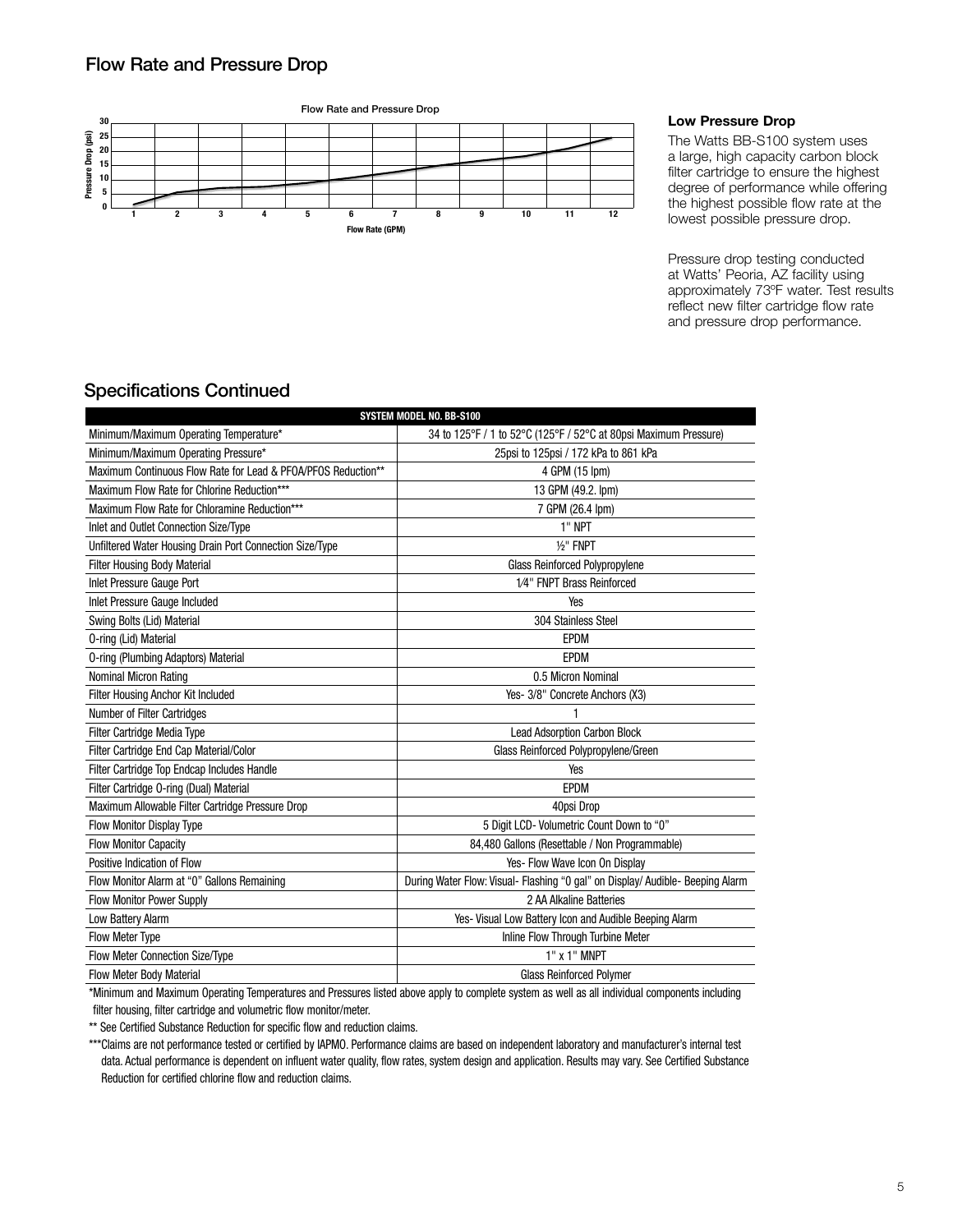## Flow Rate and Pressure Drop

### Low Pressure Drop

The Watts BB-S100 system uses a large, high capacity carbon block filter cartridge to ensure the highest degree of performance while offering the highest possible flow rate at the lowest possible pressure drop.

Pressure drop testing conducted at Watts' Peoria, AZ facility using approximately 73ºF water. Test results reflect new filter cartridge flow rate and pressure drop performance.

## Specifications Continued

| SYSTEM MODEL NO. BB-S100 | |
|---|---|
| Minimum/Maximum Operating Temperature* | 34 to 125°F / 1 to 52°C (125°F / 52°C at 80psi Maximum Pressure) |
| Minimum/Maximum Operating Pressure* | 25psi to 125psi / 172 kPa to 861 kPa |
| Maximum Continuous Flow Rate for Lead & PFOA/PFOS Reduction** | 4 GPM (15 lpm) |
| Maximum Flow Rate for Chlorine Reduction*** | 13 GPM (49.2. lpm) |
| Maximum Flow Rate for Chloramine Reduction*** | 7 GPM (26.4 lpm) |
| Inlet and Outlet Connection Size/Type | 1" NPT |
| Unfiltered Water Housing Drain Port Connection Size/Type | ½" FNPT |
| Filter Housing Body Material | Glass Reinforced Polypropylene |
| Inlet Pressure Gauge Port | 1⁄4" FNPT Brass Reinforced |
| Inlet Pressure Gauge Included | Yes |
| Swing Bolts (Lid) Material | 304 Stainless Steel |
| O-ring (Lid) Material | EPDM |
| O-ring (Plumbing Adaptors) Material | EPDM |
| Nominal Micron Rating | 0.5 Micron Nominal |
| Filter Housing Anchor Kit Included | Yes- 3/8" Concrete Anchors (X3) |
| Number of Filter Cartridges | 1 |
| Filter Cartridge Media Type | Lead Adsorption Carbon Block |
| Filter Cartridge End Cap Material/Color | Glass Reinforced Polypropylene/Green |
| Filter Cartridge Top Endcap Includes Handle | Yes |
| Filter Cartridge O-ring (Dual) Material | EPDM |
| Maximum Allowable Filter Cartridge Pressure Drop | 40psi Drop |
| Flow Monitor Display Type | 5 Digit LCD- Volumetric Count Down to "0" |
| Flow Monitor Capacity | 84,480 Gallons (Resettable / Non Programmable) |
| Positive Indication of Flow | Yes- Flow Wave Icon On Display |
| Flow Monitor Alarm at "0" Gallons Remaining | During Water Flow: Visual- Flashing "0 gal" on Display/ Audible- Beeping Alarm |
| Flow Monitor Power Supply | 2 AA Alkaline Batteries |
| Low Battery Alarm | Yes- Visual Low Battery Icon and Audible Beeping Alarm |
| Flow Meter Type | Inline Flow Through Turbine Meter |
| Flow Meter Connection Size/Type | 1" x 1" MNPT |
| Flow Meter Body Material | Glass Reinforced Polymer |

*Minimum and Maximum Operating Temperatures and Pressures listed above apply to complete system as well as all individual components including filter housing, filter cartridge and volumetric flow monitor/meter.

** See Certified Substance Reduction for specific flow and reduction claims.

***Claims are not performance tested or certified by IAPMO. Performance claims are based on independent laboratory and manufacturer's internal test data. Actual performance is dependent on influent water quality, flow rates, system design and application. Results may vary. See Certified Substance Reduction for certified chlorine flow and reduction claims.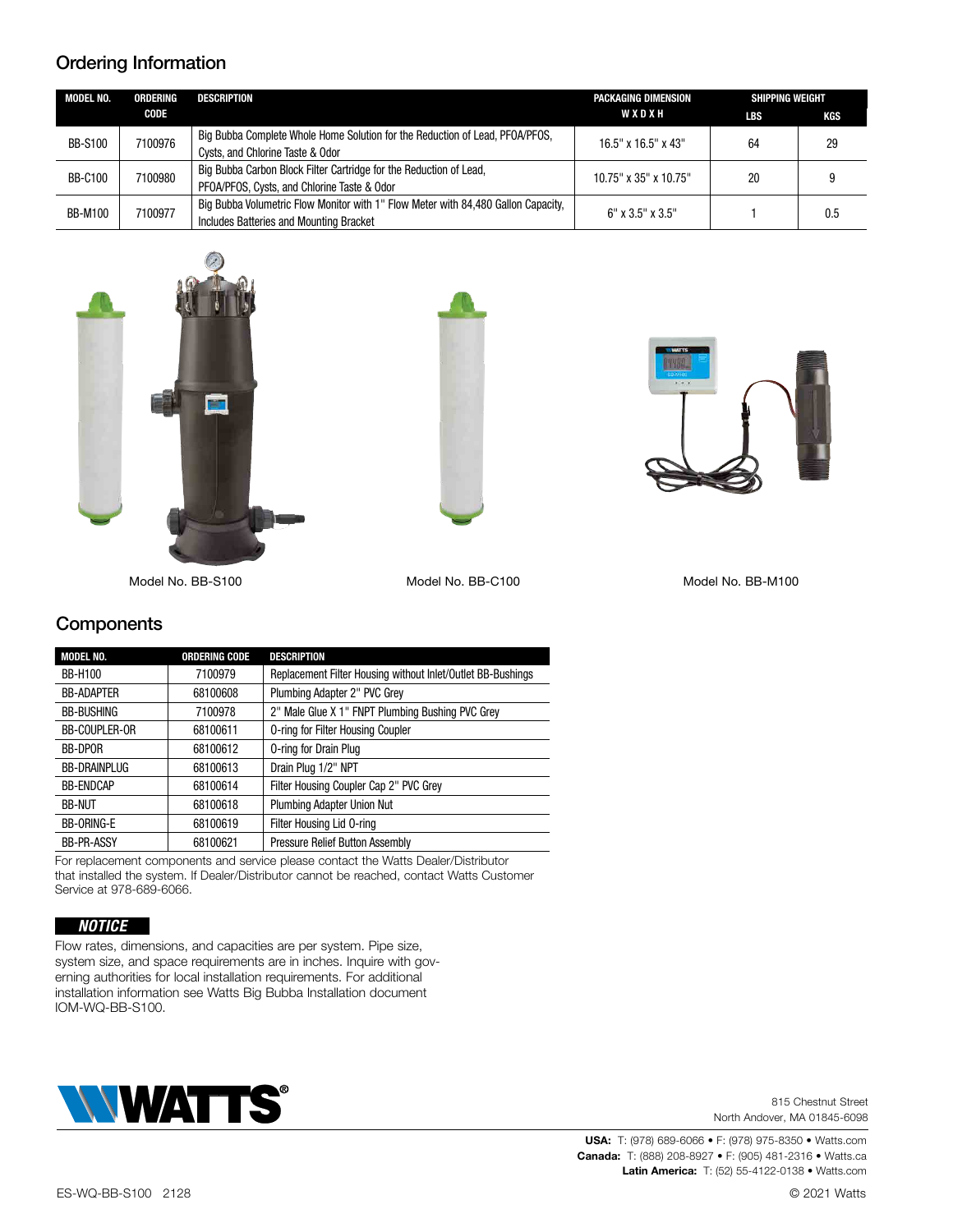## Ordering Information

| MODEL NO. | ORDERING CODE | DESCRIPTION | PACKAGING DIMENSION W X D X H | SHIPPING WEIGHT | |
|---|---|---|---|---|---|
| | | | | LBS | KGS |
| BB-S100 | 7100976 | Big Bubba Complete Whole Home Solution for the Reduction of Lead, PFOA/PFOS, Cysts, and Chlorine Taste & Odor | 16.5" x 16.5" x 43" | 64 | 29 |
| BB-C100 | 7100980 | Big Bubba Carbon Block Filter Cartridge for the Reduction of Lead, PFOA/PFOS, Cysts, and Chlorine Taste & Odor | 10.75" x 35" x 10.75" | 20 | 9 |
| BB-M100 | 7100977 | Big Bubba Volumetric Flow Monitor with 1" Flow Meter with 84,480 Gallon Capacity, Includes Batteries and Mounting Bracket | 6" x 3.5" x 3.5" | 1 | 0.5 |

Model No. BB-S100

Model No. BB-C100

Model No. BB-M100

## Components

| MODEL NO. | ORDERING CODE | DESCRIPTION |
|---|---|---|
| BB-H100 | 7100979 | Replacement Filter Housing without Inlet/Outlet BB-Bushings |
| BB-ADAPTER | 68100608 | Plumbing Adapter 2" PVC Grey |
| BB-BUSHING | 7100978 | 2" Male Glue X 1" FNPT Plumbing Bushing PVC Grey |
| BB-COUPLER-OR | 68100611 | O-ring for Filter Housing Coupler |
| BB-DPOR | 68100612 | O-ring for Drain Plug |
| BB-DRAINPLUG | 68100613 | Drain Plug 1/2" NPT |
| BB-ENDCAP | 68100614 | Filter Housing Coupler Cap 2" PVC Grey |
| BB-NUT | 68100618 | Plumbing Adapter Union Nut |
| BB-ORING-E | 68100619 | Filter Housing Lid O-ring |
| BB-PR-ASSY | 68100621 | Pressure Relief Button Assembly |

For replacement components and service please contact the Watts Dealer/Distributor that installed the system. If Dealer/Distributor cannot be reached, contact Watts Customer Service at 978-689-6066.

***NOTICE***

Flow rates, dimensions, and capacities are per system. Pipe size, system size, and space requirements are in inches. Inquire with governing authorities for local installation requirements. For additional installation information see Watts Big Bubba Installation document IOM-WQ-BB-S100.

WATTS®

815 Chestnut Street
North Andover, MA 01845-6098

**USA:** T: (978) 689-6066 • F: (978) 975-8350 • Watts.com
**Canada:** T: (888) 208-8927 • F: (905) 481-2316 • Watts.ca
**Latin America:** T: (52) 55-4122-0138 • Watts.com

ES-WQ-BB-S100 2128

© 2021 Watts